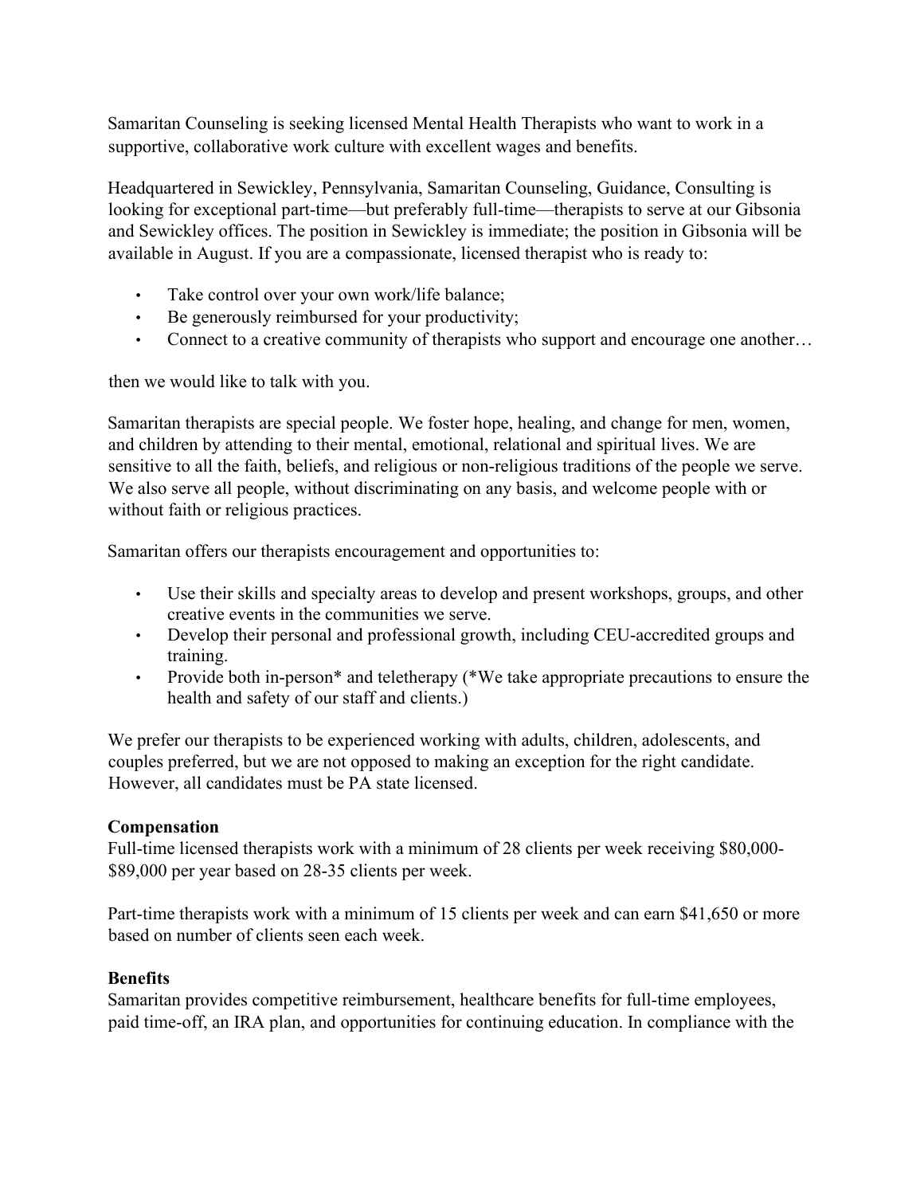Samaritan Counseling is seeking licensed Mental Health Therapists who want to work in a supportive, collaborative work culture with excellent wages and benefits.

Headquartered in Sewickley, Pennsylvania, Samaritan Counseling, Guidance, Consulting is looking for exceptional part-time—but preferably full-time—therapists to serve at our Gibsonia and Sewickley offices. The position in Sewickley is immediate; the position in Gibsonia will be available in August. If you are a compassionate, licensed therapist who is ready to:

- Take control over your own work/life balance;
- Be generously reimbursed for your productivity;
- Connect to a creative community of therapists who support and encourage one another…

then we would like to talk with you.

Samaritan therapists are special people. We foster hope, healing, and change for men, women, and children by attending to their mental, emotional, relational and spiritual lives. We are sensitive to all the faith, beliefs, and religious or non-religious traditions of the people we serve. We also serve all people, without discriminating on any basis, and welcome people with or without faith or religious practices.

Samaritan offers our therapists encouragement and opportunities to:

- Use their skills and specialty areas to develop and present workshops, groups, and other creative events in the communities we serve.
- Develop their personal and professional growth, including CEU-accredited groups and training.
- Provide both in-person* and teletherapy (*We take appropriate precautions to ensure the health and safety of our staff and clients.)

We prefer our therapists to be experienced working with adults, children, adolescents, and couples preferred, but we are not opposed to making an exception for the right candidate. However, all candidates must be PA state licensed.

**Compensation**
Full-time licensed therapists work with a minimum of 28 clients per week receiving $80,000-$89,000 per year based on 28-35 clients per week.

Part-time therapists work with a minimum of 15 clients per week and can earn $41,650 or more based on number of clients seen each week.

**Benefits**
Samaritan provides competitive reimbursement, healthcare benefits for full-time employees, paid time-off, an IRA plan, and opportunities for continuing education. In compliance with the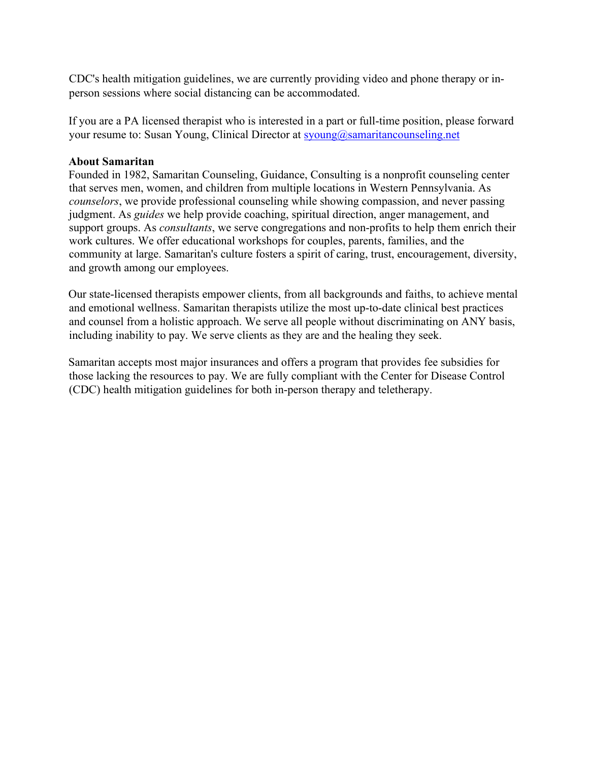CDC's health mitigation guidelines, we are currently providing video and phone therapy or in-person sessions where social distancing can be accommodated.

If you are a PA licensed therapist who is interested in a part or full-time position, please forward your resume to: Susan Young, Clinical Director at syoung@samaritancounseling.net

**About Samaritan**

Founded in 1982, Samaritan Counseling, Guidance, Consulting is a nonprofit counseling center that serves men, women, and children from multiple locations in Western Pennsylvania. As *counselors*, we provide professional counseling while showing compassion, and never passing judgment. As *guides* we help provide coaching, spiritual direction, anger management, and support groups. As *consultants*, we serve congregations and non-profits to help them enrich their work cultures. We offer educational workshops for couples, parents, families, and the community at large. Samaritan's culture fosters a spirit of caring, trust, encouragement, diversity, and growth among our employees.

Our state-licensed therapists empower clients, from all backgrounds and faiths, to achieve mental and emotional wellness. Samaritan therapists utilize the most up-to-date clinical best practices and counsel from a holistic approach. We serve all people without discriminating on ANY basis, including inability to pay. We serve clients as they are and the healing they seek.

Samaritan accepts most major insurances and offers a program that provides fee subsidies for those lacking the resources to pay. We are fully compliant with the Center for Disease Control (CDC) health mitigation guidelines for both in-person therapy and teletherapy.